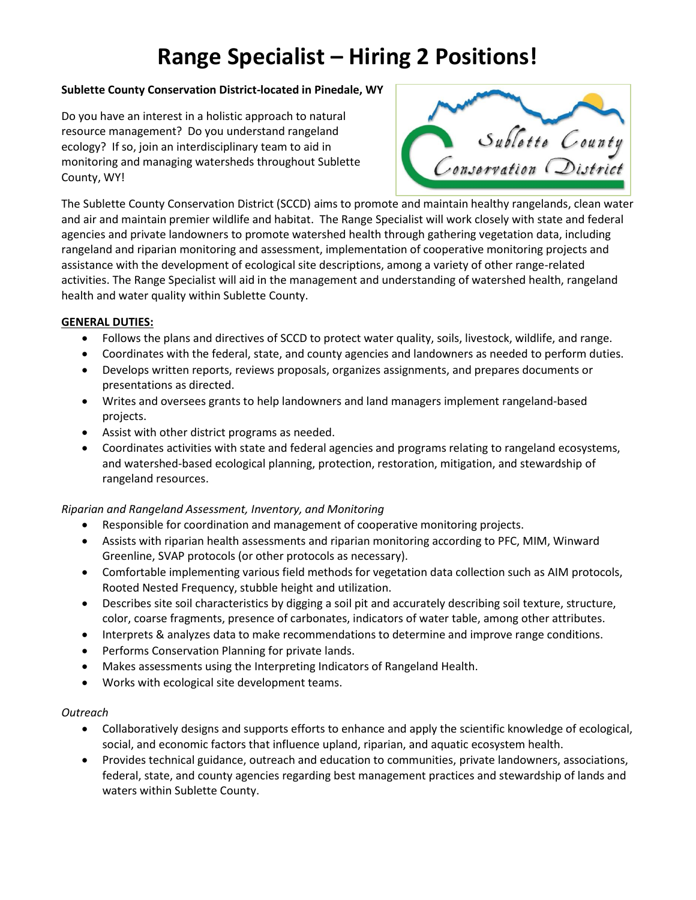# Range Specialist – Hiring 2 Positions!

**Sublette County Conservation District-located in Pinedale, WY**

Do you have an interest in a holistic approach to natural resource management? Do you understand rangeland ecology? If so, join an interdisciplinary team to aid in monitoring and managing watersheds throughout Sublette County, WY!

The Sublette County Conservation District (SCCD) aims to promote and maintain healthy rangelands, clean water and air and maintain premier wildlife and habitat. The Range Specialist will work closely with state and federal agencies and private landowners to promote watershed health through gathering vegetation data, including rangeland and riparian monitoring and assessment, implementation of cooperative monitoring projects and assistance with the development of ecological site descriptions, among a variety of other range-related activities. The Range Specialist will aid in the management and understanding of watershed health, rangeland health and water quality within Sublette County.

## GENERAL DUTIES:

- Follows the plans and directives of SCCD to protect water quality, soils, livestock, wildlife, and range.
- Coordinates with the federal, state, and county agencies and landowners as needed to perform duties.
- Develops written reports, reviews proposals, organizes assignments, and prepares documents or presentations as directed.
- Writes and oversees grants to help landowners and land managers implement rangeland-based projects.
- Assist with other district programs as needed.
- Coordinates activities with state and federal agencies and programs relating to rangeland ecosystems, and watershed-based ecological planning, protection, restoration, mitigation, and stewardship of rangeland resources.

*Riparian and Rangeland Assessment, Inventory, and Monitoring*

- Responsible for coordination and management of cooperative monitoring projects.
- Assists with riparian health assessments and riparian monitoring according to PFC, MIM, Winward Greenline, SVAP protocols (or other protocols as necessary).
- Comfortable implementing various field methods for vegetation data collection such as AIM protocols, Rooted Nested Frequency, stubble height and utilization.
- Describes site soil characteristics by digging a soil pit and accurately describing soil texture, structure, color, coarse fragments, presence of carbonates, indicators of water table, among other attributes.
- Interprets & analyzes data to make recommendations to determine and improve range conditions.
- Performs Conservation Planning for private lands.
- Makes assessments using the Interpreting Indicators of Rangeland Health.
- Works with ecological site development teams.

*Outreach*

- Collaboratively designs and supports efforts to enhance and apply the scientific knowledge of ecological, social, and economic factors that influence upland, riparian, and aquatic ecosystem health.
- Provides technical guidance, outreach and education to communities, private landowners, associations, federal, state, and county agencies regarding best management practices and stewardship of lands and waters within Sublette County.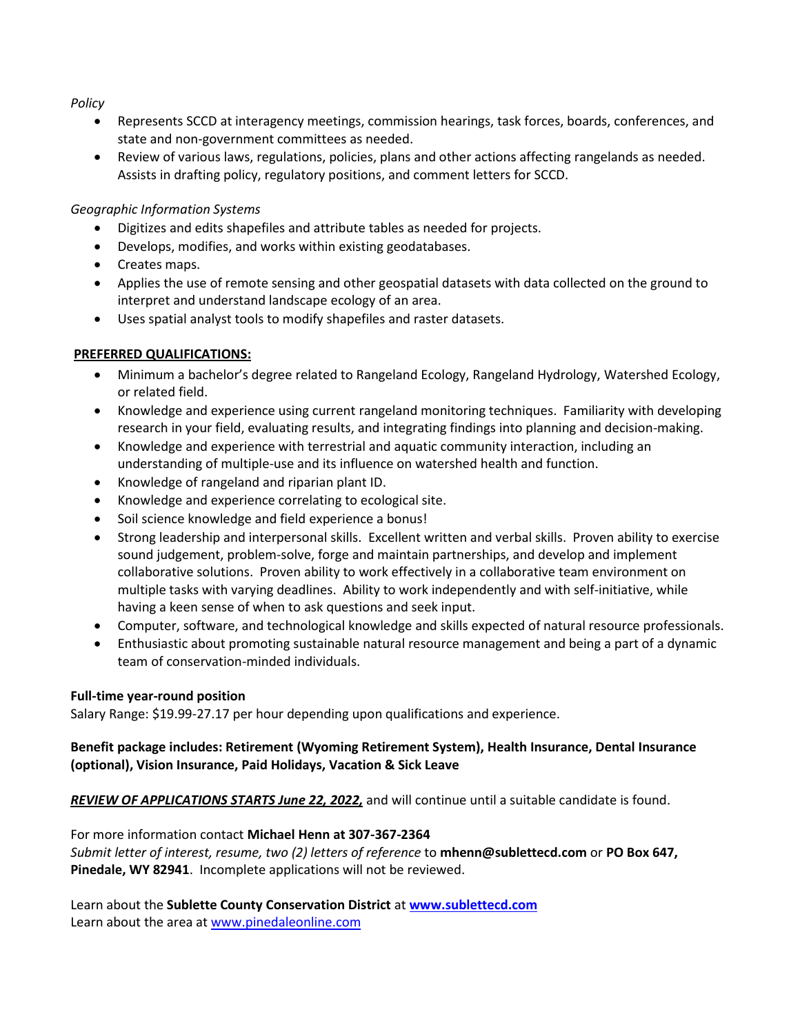*Policy*

- Represents SCCD at interagency meetings, commission hearings, task forces, boards, conferences, and state and non-government committees as needed.
- Review of various laws, regulations, policies, plans and other actions affecting rangelands as needed. Assists in drafting policy, regulatory positions, and comment letters for SCCD.

*Geographic Information Systems*

- Digitizes and edits shapefiles and attribute tables as needed for projects.
- Develops, modifies, and works within existing geodatabases.
- Creates maps.
- Applies the use of remote sensing and other geospatial datasets with data collected on the ground to interpret and understand landscape ecology of an area.
- Uses spatial analyst tools to modify shapefiles and raster datasets.

**PREFERRED QUALIFICATIONS:**

- Minimum a bachelor's degree related to Rangeland Ecology, Rangeland Hydrology, Watershed Ecology, or related field.
- Knowledge and experience using current rangeland monitoring techniques. Familiarity with developing research in your field, evaluating results, and integrating findings into planning and decision-making.
- Knowledge and experience with terrestrial and aquatic community interaction, including an understanding of multiple-use and its influence on watershed health and function.
- Knowledge of rangeland and riparian plant ID.
- Knowledge and experience correlating to ecological site.
- Soil science knowledge and field experience a bonus!
- Strong leadership and interpersonal skills. Excellent written and verbal skills. Proven ability to exercise sound judgement, problem-solve, forge and maintain partnerships, and develop and implement collaborative solutions. Proven ability to work effectively in a collaborative team environment on multiple tasks with varying deadlines. Ability to work independently and with self-initiative, while having a keen sense of when to ask questions and seek input.
- Computer, software, and technological knowledge and skills expected of natural resource professionals.
- Enthusiastic about promoting sustainable natural resource management and being a part of a dynamic team of conservation-minded individuals.

**Full-time year-round position**

Salary Range: $19.99-27.17 per hour depending upon qualifications and experience.

**Benefit package includes: Retirement (Wyoming Retirement System), Health Insurance, Dental Insurance (optional), Vision Insurance, Paid Holidays, Vacation & Sick Leave**

***REVIEW OF APPLICATIONS STARTS June 22, 2022,*** and will continue until a suitable candidate is found.

For more information contact **Michael Henn at 307-367-2364**

*Submit letter of interest, resume, two (2) letters of reference* to **mhenn@sublettecd.com** or **PO Box 647, Pinedale, WY 82941**. Incomplete applications will not be reviewed.

Learn about the **Sublette County Conservation District** at **www.sublettecd.com**

Learn about the area at www.pinedaleonline.com